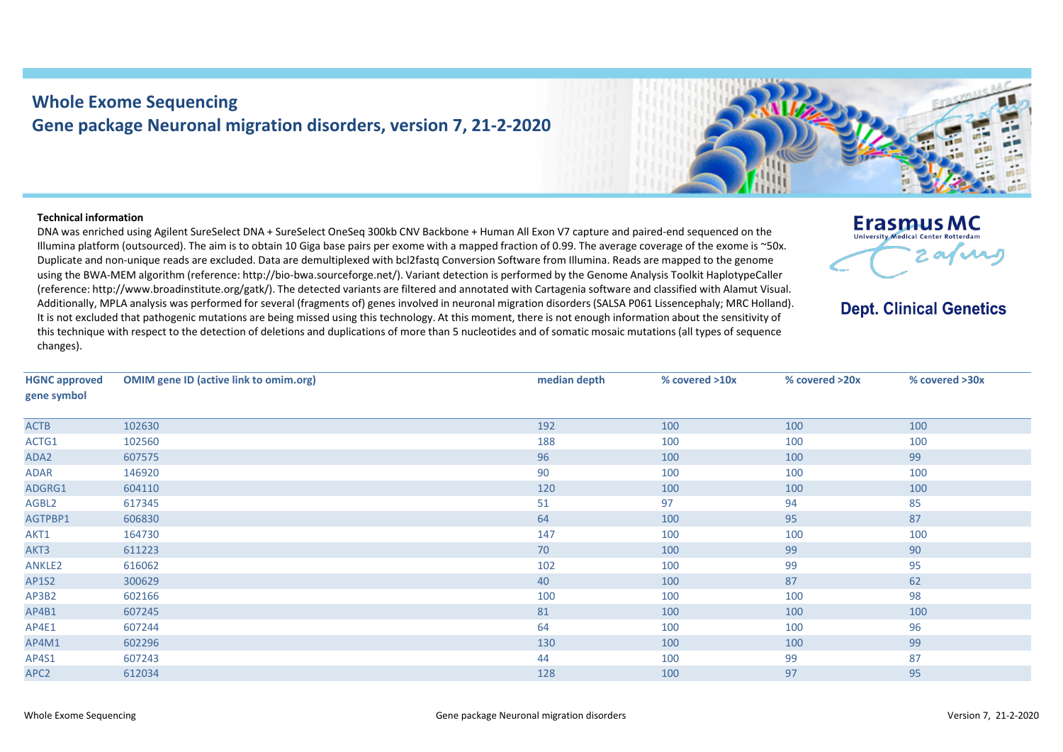# Whole Exome Sequencing

## Gene package Neuronal migration disorders, version 7, 21-2-2020

Erasmus MC
University Medical Center Rotterdam

**Dept. Clinical Genetics**

**Technical information**

DNA was enriched using Agilent SureSelect DNA + SureSelect OneSeq 300kb CNV Backbone + Human All Exon V7 capture and paired-end sequenced on the Illumina platform (outsourced). The aim is to obtain 10 Giga base pairs per exome with a mapped fraction of 0.99. The average coverage of the exome is ~50x. Duplicate and non-unique reads are excluded. Data are demultiplexed with bcl2fastq Conversion Software from Illumina. Reads are mapped to the genome using the BWA-MEM algorithm (reference: http://bio-bwa.sourceforge.net/). Variant detection is performed by the Genome Analysis Toolkit HaplotypeCaller (reference: http://www.broadinstitute.org/gatk/). The detected variants are filtered and annotated with Cartagenia software and classified with Alamut Visual. Additionally, MPLA analysis was performed for several (fragments of) genes involved in neuronal migration disorders (SALSA P061 Lissencephaly; MRC Holland). It is not excluded that pathogenic mutations are being missed using this technology. At this moment, there is not enough information about the sensitivity of this technique with respect to the detection of deletions and duplications of more than 5 nucleotides and of somatic mosaic mutations (all types of sequence changes).

| HGNC approved gene symbol | OMIM gene ID (active link to omim.org) | median depth | % covered >10x | % covered >20x | % covered >30x |
|---|---|---|---|---|---|
| ACTB | 102630 | 192 | 100 | 100 | 100 |
| ACTG1 | 102560 | 188 | 100 | 100 | 100 |
| ADA2 | 607575 | 96 | 100 | 100 | 99 |
| ADAR | 146920 | 90 | 100 | 100 | 100 |
| ADGRG1 | 604110 | 120 | 100 | 100 | 100 |
| AGBL2 | 617345 | 51 | 97 | 94 | 85 |
| AGTPBP1 | 606830 | 64 | 100 | 95 | 87 |
| AKT1 | 164730 | 147 | 100 | 100 | 100 |
| AKT3 | 611223 | 70 | 100 | 99 | 90 |
| ANKLE2 | 616062 | 102 | 100 | 99 | 95 |
| AP1S2 | 300629 | 40 | 100 | 87 | 62 |
| AP3B2 | 602166 | 100 | 100 | 100 | 98 |
| AP4B1 | 607245 | 81 | 100 | 100 | 100 |
| AP4E1 | 607244 | 64 | 100 | 100 | 96 |
| AP4M1 | 602296 | 130 | 100 | 100 | 99 |
| AP4S1 | 607243 | 44 | 100 | 99 | 87 |
| APC2 | 612034 | 128 | 100 | 97 | 95 |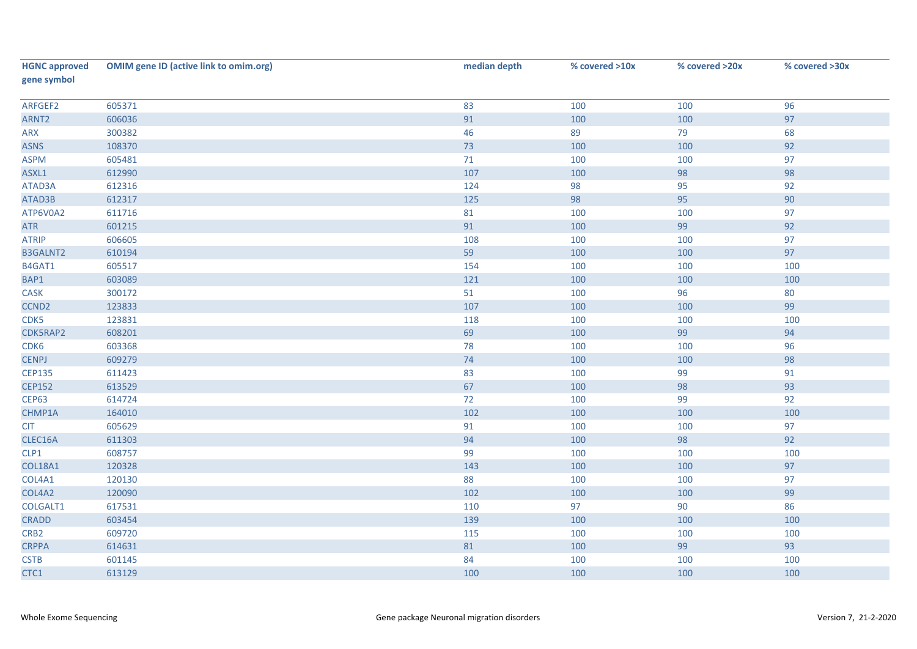| HGNC approved gene symbol | OMIM gene ID (active link to omim.org) | median depth | % covered >10x | % covered >20x | % covered >30x |
|---|---|---|---|---|---|
| ARFGEF2 | 605371 | 83 | 100 | 100 | 96 |
| ARNT2 | 606036 | 91 | 100 | 100 | 97 |
| ARX | 300382 | 46 | 89 | 79 | 68 |
| ASNS | 108370 | 73 | 100 | 100 | 92 |
| ASPM | 605481 | 71 | 100 | 100 | 97 |
| ASXL1 | 612990 | 107 | 100 | 98 | 98 |
| ATAD3A | 612316 | 124 | 98 | 95 | 92 |
| ATAD3B | 612317 | 125 | 98 | 95 | 90 |
| ATP6V0A2 | 611716 | 81 | 100 | 100 | 97 |
| ATR | 601215 | 91 | 100 | 99 | 92 |
| ATRIP | 606605 | 108 | 100 | 100 | 97 |
| B3GALNT2 | 610194 | 59 | 100 | 100 | 97 |
| B4GAT1 | 605517 | 154 | 100 | 100 | 100 |
| BAP1 | 603089 | 121 | 100 | 100 | 100 |
| CASK | 300172 | 51 | 100 | 96 | 80 |
| CCND2 | 123833 | 107 | 100 | 100 | 99 |
| CDK5 | 123831 | 118 | 100 | 100 | 100 |
| CDK5RAP2 | 608201 | 69 | 100 | 99 | 94 |
| CDK6 | 603368 | 78 | 100 | 100 | 96 |
| CENPJ | 609279 | 74 | 100 | 100 | 98 |
| CEP135 | 611423 | 83 | 100 | 99 | 91 |
| CEP152 | 613529 | 67 | 100 | 98 | 93 |
| CEP63 | 614724 | 72 | 100 | 99 | 92 |
| CHMP1A | 164010 | 102 | 100 | 100 | 100 |
| CIT | 605629 | 91 | 100 | 100 | 97 |
| CLEC16A | 611303 | 94 | 100 | 98 | 92 |
| CLP1 | 608757 | 99 | 100 | 100 | 100 |
| COL18A1 | 120328 | 143 | 100 | 100 | 97 |
| COL4A1 | 120130 | 88 | 100 | 100 | 97 |
| COL4A2 | 120090 | 102 | 100 | 100 | 99 |
| COLGALT1 | 617531 | 110 | 97 | 90 | 86 |
| CRADD | 603454 | 139 | 100 | 100 | 100 |
| CRB2 | 609720 | 115 | 100 | 100 | 100 |
| CRPPA | 614631 | 81 | 100 | 99 | 93 |
| CSTB | 601145 | 84 | 100 | 100 | 100 |
| CTC1 | 613129 | 100 | 100 | 100 | 100 |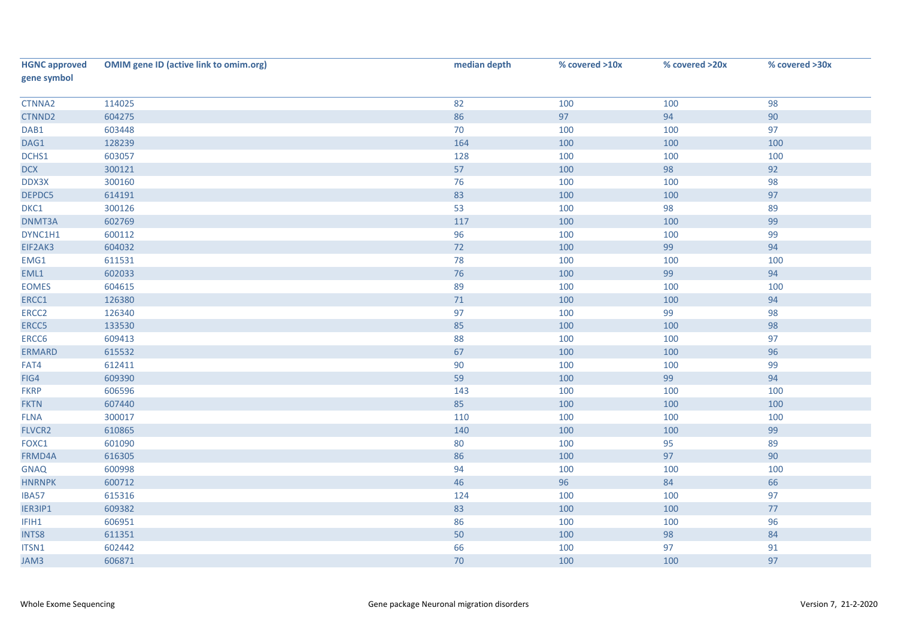| HGNC approved gene symbol | OMIM gene ID (active link to omim.org) | median depth | % covered >10x | % covered >20x | % covered >30x |
|---|---|---|---|---|---|
| CTNNA2 | 114025 | 82 | 100 | 100 | 98 |
| CTNND2 | 604275 | 86 | 97 | 94 | 90 |
| DAB1 | 603448 | 70 | 100 | 100 | 97 |
| DAG1 | 128239 | 164 | 100 | 100 | 100 |
| DCHS1 | 603057 | 128 | 100 | 100 | 100 |
| DCX | 300121 | 57 | 100 | 98 | 92 |
| DDX3X | 300160 | 76 | 100 | 100 | 98 |
| DEPDC5 | 614191 | 83 | 100 | 100 | 97 |
| DKC1 | 300126 | 53 | 100 | 98 | 89 |
| DNMT3A | 602769 | 117 | 100 | 100 | 99 |
| DYNC1H1 | 600112 | 96 | 100 | 100 | 99 |
| EIF2AK3 | 604032 | 72 | 100 | 99 | 94 |
| EMG1 | 611531 | 78 | 100 | 100 | 100 |
| EML1 | 602033 | 76 | 100 | 99 | 94 |
| EOMES | 604615 | 89 | 100 | 100 | 100 |
| ERCC1 | 126380 | 71 | 100 | 100 | 94 |
| ERCC2 | 126340 | 97 | 100 | 99 | 98 |
| ERCC5 | 133530 | 85 | 100 | 100 | 98 |
| ERCC6 | 609413 | 88 | 100 | 100 | 97 |
| ERMARD | 615532 | 67 | 100 | 100 | 96 |
| FAT4 | 612411 | 90 | 100 | 100 | 99 |
| FIG4 | 609390 | 59 | 100 | 99 | 94 |
| FKRP | 606596 | 143 | 100 | 100 | 100 |
| FKTN | 607440 | 85 | 100 | 100 | 100 |
| FLNA | 300017 | 110 | 100 | 100 | 100 |
| FLVCR2 | 610865 | 140 | 100 | 100 | 99 |
| FOXC1 | 601090 | 80 | 100 | 95 | 89 |
| FRMD4A | 616305 | 86 | 100 | 97 | 90 |
| GNAQ | 600998 | 94 | 100 | 100 | 100 |
| HNRNPK | 600712 | 46 | 96 | 84 | 66 |
| IBA57 | 615316 | 124 | 100 | 100 | 97 |
| IER3IP1 | 609382 | 83 | 100 | 100 | 77 |
| IFIH1 | 606951 | 86 | 100 | 100 | 96 |
| INTS8 | 611351 | 50 | 100 | 98 | 84 |
| ITSN1 | 602442 | 66 | 100 | 97 | 91 |
| JAM3 | 606871 | 70 | 100 | 100 | 97 |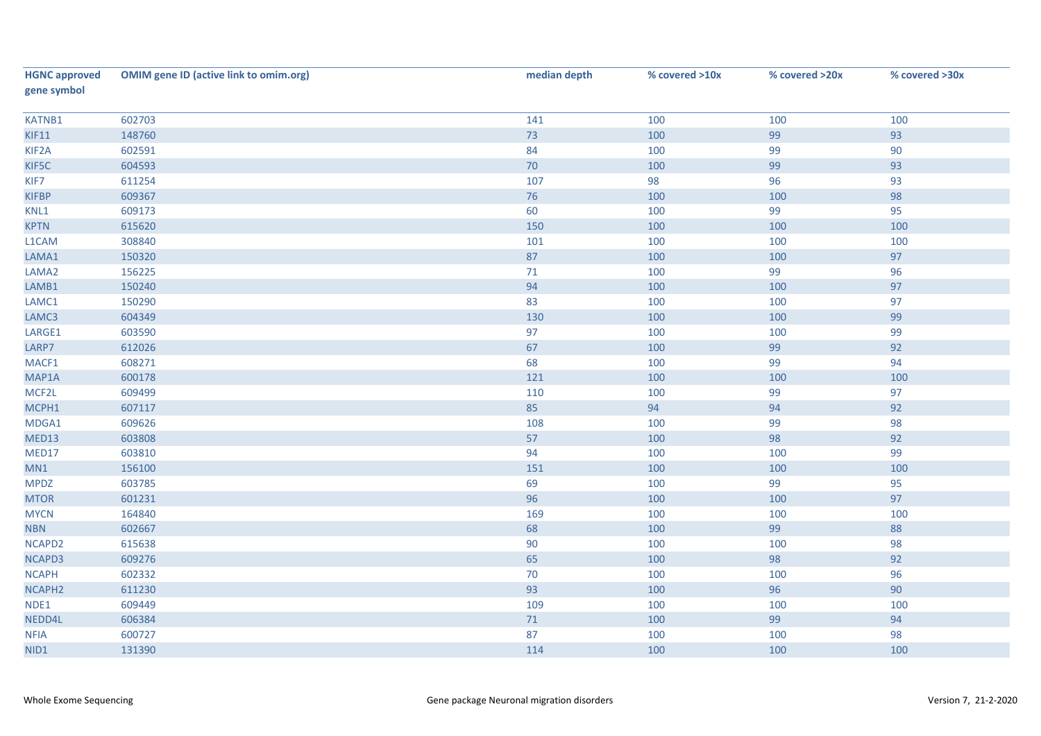| HGNC approved gene symbol | OMIM gene ID (active link to omim.org) | median depth | % covered >10x | % covered >20x | % covered >30x |
|---|---|---|---|---|---|
| KATNB1 | 602703 | 141 | 100 | 100 | 100 |
| KIF11 | 148760 | 73 | 100 | 99 | 93 |
| KIF2A | 602591 | 84 | 100 | 99 | 90 |
| KIF5C | 604593 | 70 | 100 | 99 | 93 |
| KIF7 | 611254 | 107 | 98 | 96 | 93 |
| KIFBP | 609367 | 76 | 100 | 100 | 98 |
| KNL1 | 609173 | 60 | 100 | 99 | 95 |
| KPTN | 615620 | 150 | 100 | 100 | 100 |
| L1CAM | 308840 | 101 | 100 | 100 | 100 |
| LAMA1 | 150320 | 87 | 100 | 100 | 97 |
| LAMA2 | 156225 | 71 | 100 | 99 | 96 |
| LAMB1 | 150240 | 94 | 100 | 100 | 97 |
| LAMC1 | 150290 | 83 | 100 | 100 | 97 |
| LAMC3 | 604349 | 130 | 100 | 100 | 99 |
| LARGE1 | 603590 | 97 | 100 | 100 | 99 |
| LARP7 | 612026 | 67 | 100 | 99 | 92 |
| MACF1 | 608271 | 68 | 100 | 99 | 94 |
| MAP1A | 600178 | 121 | 100 | 100 | 100 |
| MCF2L | 609499 | 110 | 100 | 99 | 97 |
| MCPH1 | 607117 | 85 | 94 | 94 | 92 |
| MDGA1 | 609626 | 108 | 100 | 99 | 98 |
| MED13 | 603808 | 57 | 100 | 98 | 92 |
| MED17 | 603810 | 94 | 100 | 100 | 99 |
| MN1 | 156100 | 151 | 100 | 100 | 100 |
| MPDZ | 603785 | 69 | 100 | 99 | 95 |
| MTOR | 601231 | 96 | 100 | 100 | 97 |
| MYCN | 164840 | 169 | 100 | 100 | 100 |
| NBN | 602667 | 68 | 100 | 99 | 88 |
| NCAPD2 | 615638 | 90 | 100 | 100 | 98 |
| NCAPD3 | 609276 | 65 | 100 | 98 | 92 |
| NCAPH | 602332 | 70 | 100 | 100 | 96 |
| NCAPH2 | 611230 | 93 | 100 | 96 | 90 |
| NDE1 | 609449 | 109 | 100 | 100 | 100 |
| NEDD4L | 606384 | 71 | 100 | 99 | 94 |
| NFIA | 600727 | 87 | 100 | 100 | 98 |
| NID1 | 131390 | 114 | 100 | 100 | 100 |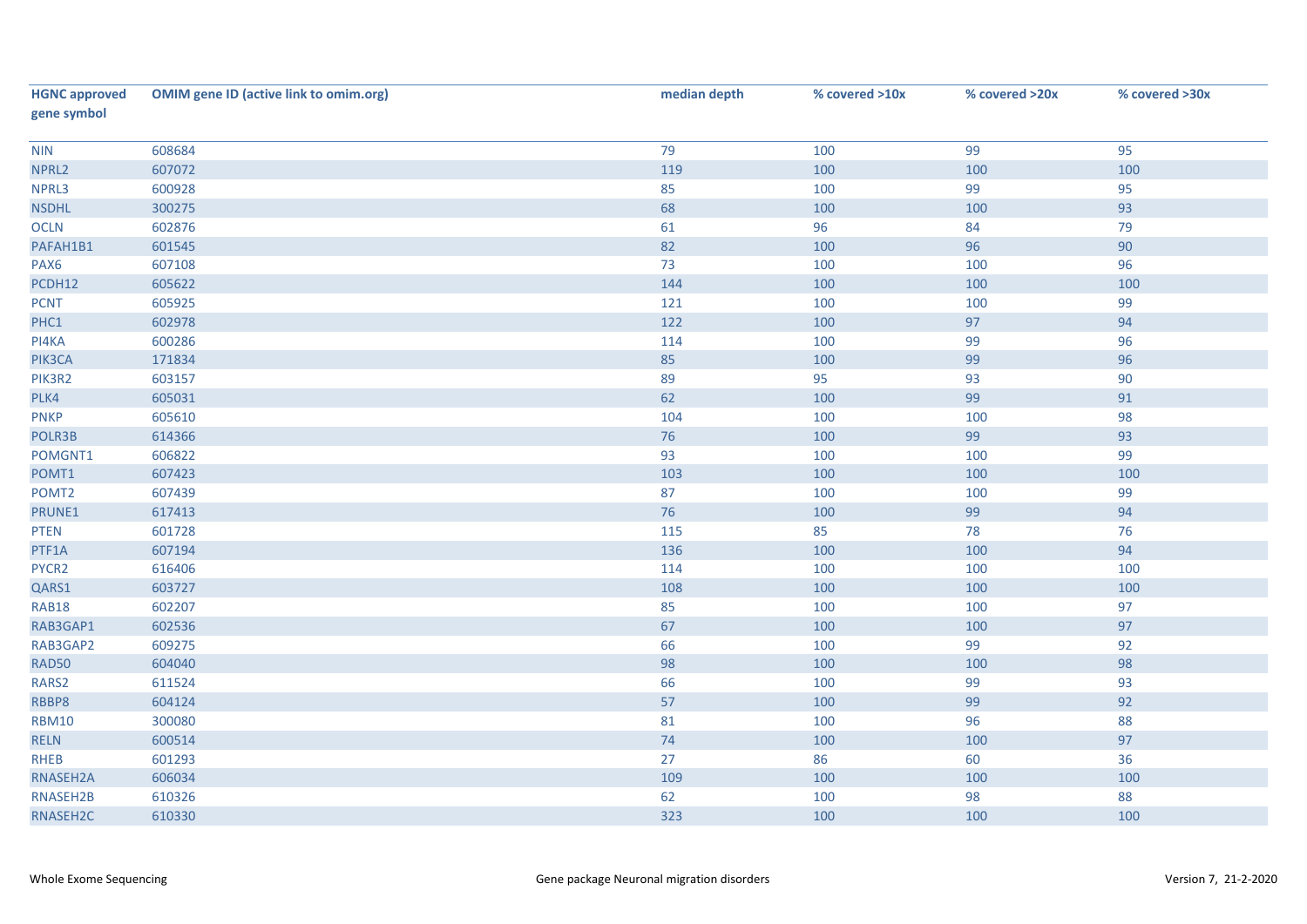| HGNC approved gene symbol | OMIM gene ID (active link to omim.org) | median depth | % covered >10x | % covered >20x | % covered >30x |
|---|---|---|---|---|---|
| NIN | 608684 | 79 | 100 | 99 | 95 |
| NPRL2 | 607072 | 119 | 100 | 100 | 100 |
| NPRL3 | 600928 | 85 | 100 | 99 | 95 |
| NSDHL | 300275 | 68 | 100 | 100 | 93 |
| OCLN | 602876 | 61 | 96 | 84 | 79 |
| PAFAH1B1 | 601545 | 82 | 100 | 96 | 90 |
| PAX6 | 607108 | 73 | 100 | 100 | 96 |
| PCDH12 | 605622 | 144 | 100 | 100 | 100 |
| PCNT | 605925 | 121 | 100 | 100 | 99 |
| PHC1 | 602978 | 122 | 100 | 97 | 94 |
| PI4KA | 600286 | 114 | 100 | 99 | 96 |
| PIK3CA | 171834 | 85 | 100 | 99 | 96 |
| PIK3R2 | 603157 | 89 | 95 | 93 | 90 |
| PLK4 | 605031 | 62 | 100 | 99 | 91 |
| PNKP | 605610 | 104 | 100 | 100 | 98 |
| POLR3B | 614366 | 76 | 100 | 99 | 93 |
| POMGNT1 | 606822 | 93 | 100 | 100 | 99 |
| POMT1 | 607423 | 103 | 100 | 100 | 100 |
| POMT2 | 607439 | 87 | 100 | 100 | 99 |
| PRUNE1 | 617413 | 76 | 100 | 99 | 94 |
| PTEN | 601728 | 115 | 85 | 78 | 76 |
| PTF1A | 607194 | 136 | 100 | 100 | 94 |
| PYCR2 | 616406 | 114 | 100 | 100 | 100 |
| QARS1 | 603727 | 108 | 100 | 100 | 100 |
| RAB18 | 602207 | 85 | 100 | 100 | 97 |
| RAB3GAP1 | 602536 | 67 | 100 | 100 | 97 |
| RAB3GAP2 | 609275 | 66 | 100 | 99 | 92 |
| RAD50 | 604040 | 98 | 100 | 100 | 98 |
| RARS2 | 611524 | 66 | 100 | 99 | 93 |
| RBBP8 | 604124 | 57 | 100 | 99 | 92 |
| RBM10 | 300080 | 81 | 100 | 96 | 88 |
| RELN | 600514 | 74 | 100 | 100 | 97 |
| RHEB | 601293 | 27 | 86 | 60 | 36 |
| RNASEH2A | 606034 | 109 | 100 | 100 | 100 |
| RNASEH2B | 610326 | 62 | 100 | 98 | 88 |
| RNASEH2C | 610330 | 323 | 100 | 100 | 100 |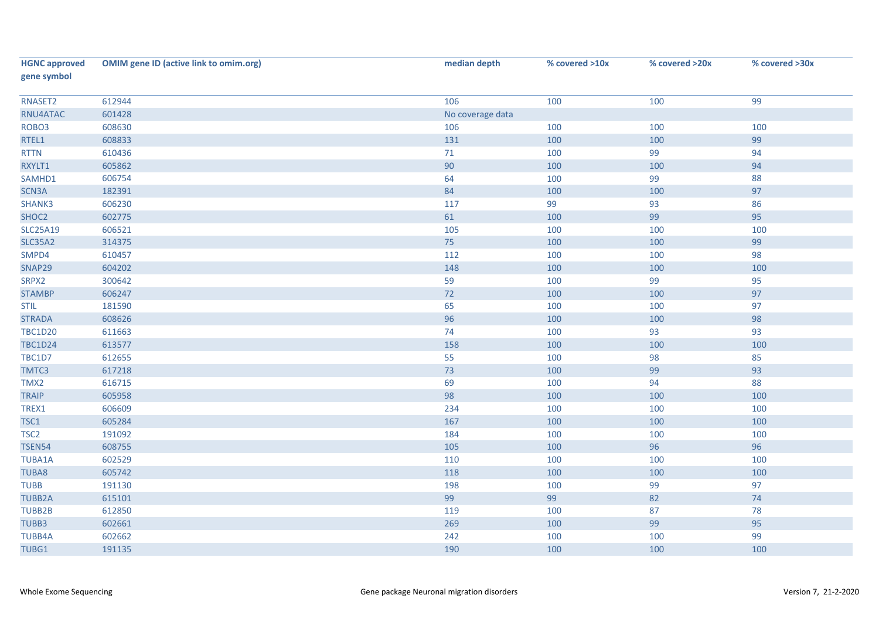| HGNC approved gene symbol | OMIM gene ID (active link to omim.org) | median depth | % covered >10x | % covered >20x | % covered >30x |
|---|---|---|---|---|---|
| RNASET2 | 612944 | 106 | 100 | 100 | 99 |
| RNU4ATAC | 601428 | No coverage data | | | |
| ROBO3 | 608630 | 106 | 100 | 100 | 100 |
| RTEL1 | 608833 | 131 | 100 | 100 | 99 |
| RTTN | 610436 | 71 | 100 | 99 | 94 |
| RXYLT1 | 605862 | 90 | 100 | 100 | 94 |
| SAMHD1 | 606754 | 64 | 100 | 99 | 88 |
| SCN3A | 182391 | 84 | 100 | 100 | 97 |
| SHANK3 | 606230 | 117 | 99 | 93 | 86 |
| SHOC2 | 602775 | 61 | 100 | 99 | 95 |
| SLC25A19 | 606521 | 105 | 100 | 100 | 100 |
| SLC35A2 | 314375 | 75 | 100 | 100 | 99 |
| SMPD4 | 610457 | 112 | 100 | 100 | 98 |
| SNAP29 | 604202 | 148 | 100 | 100 | 100 |
| SRPX2 | 300642 | 59 | 100 | 99 | 95 |
| STAMBP | 606247 | 72 | 100 | 100 | 97 |
| STIL | 181590 | 65 | 100 | 100 | 97 |
| STRADA | 608626 | 96 | 100 | 100 | 98 |
| TBC1D20 | 611663 | 74 | 100 | 93 | 93 |
| TBC1D24 | 613577 | 158 | 100 | 100 | 100 |
| TBC1D7 | 612655 | 55 | 100 | 98 | 85 |
| TMTC3 | 617218 | 73 | 100 | 99 | 93 |
| TMX2 | 616715 | 69 | 100 | 94 | 88 |
| TRAIP | 605958 | 98 | 100 | 100 | 100 |
| TREX1 | 606609 | 234 | 100 | 100 | 100 |
| TSC1 | 605284 | 167 | 100 | 100 | 100 |
| TSC2 | 191092 | 184 | 100 | 100 | 100 |
| TSEN54 | 608755 | 105 | 100 | 96 | 96 |
| TUBA1A | 602529 | 110 | 100 | 100 | 100 |
| TUBA8 | 605742 | 118 | 100 | 100 | 100 |
| TUBB | 191130 | 198 | 100 | 99 | 97 |
| TUBB2A | 615101 | 99 | 99 | 82 | 74 |
| TUBB2B | 612850 | 119 | 100 | 87 | 78 |
| TUBB3 | 602661 | 269 | 100 | 99 | 95 |
| TUBB4A | 602662 | 242 | 100 | 100 | 99 |
| TUBG1 | 191135 | 190 | 100 | 100 | 100 |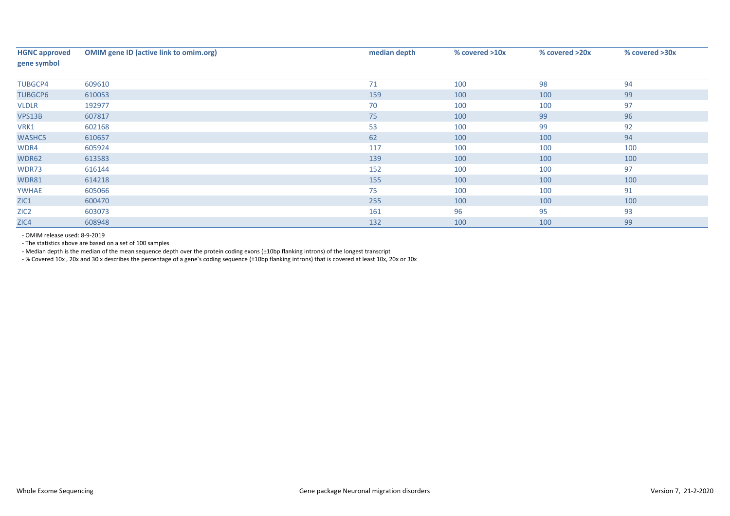| HGNC approved gene symbol | OMIM gene ID (active link to omim.org) | median depth | % covered >10x | % covered >20x | % covered >30x |
|---|---|---|---|---|---|
| TUBGCP4 | 609610 | 71 | 100 | 98 | 94 |
| TUBGCP6 | 610053 | 159 | 100 | 100 | 99 |
| VLDLR | 192977 | 70 | 100 | 100 | 97 |
| VPS13B | 607817 | 75 | 100 | 99 | 96 |
| VRK1 | 602168 | 53 | 100 | 99 | 92 |
| WASHC5 | 610657 | 62 | 100 | 100 | 94 |
| WDR4 | 605924 | 117 | 100 | 100 | 100 |
| WDR62 | 613583 | 139 | 100 | 100 | 100 |
| WDR73 | 616144 | 152 | 100 | 100 | 97 |
| WDR81 | 614218 | 155 | 100 | 100 | 100 |
| YWHAE | 605066 | 75 | 100 | 100 | 91 |
| ZIC1 | 600470 | 255 | 100 | 100 | 100 |
| ZIC2 | 603073 | 161 | 96 | 95 | 93 |
| ZIC4 | 608948 | 132 | 100 | 100 | 99 |

- OMIM release used: 8-9-2019
- The statistics above are based on a set of 100 samples
- Median depth is the median of the mean sequence depth over the protein coding exons (±10bp flanking introns) of the longest transcript
- % Covered 10x , 20x and 30 x describes the percentage of a gene's coding sequence (±10bp flanking introns) that is covered at least 10x, 20x or 30x